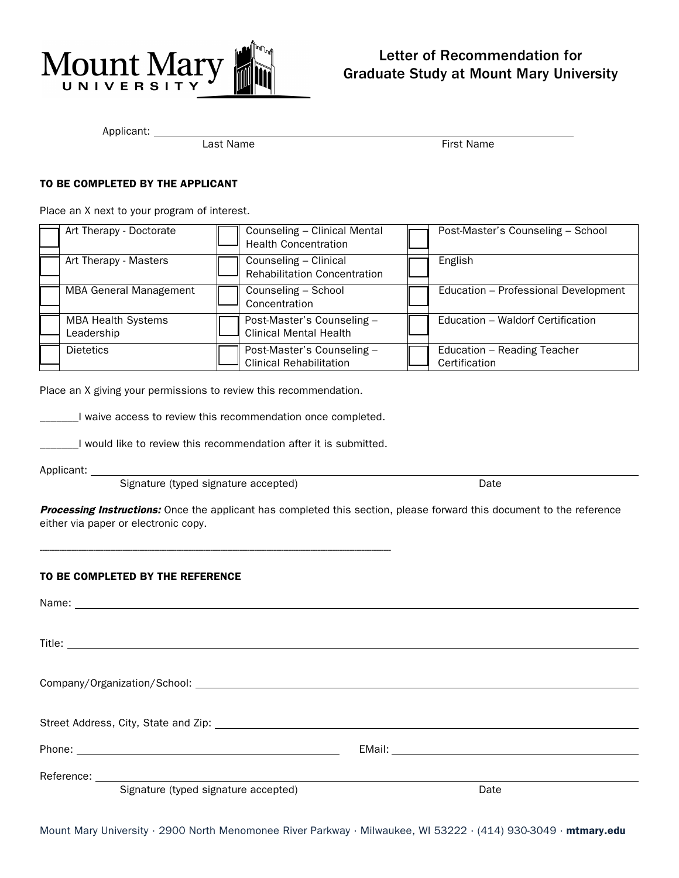# Mount Mary University

## Letter of Recommendation for Graduate Study at Mount Mary University

Applicant: ______________________________________________
Last Name First Name

### TO BE COMPLETED BY THE APPLICANT

Place an X next to your program of interest.

| | | | | | |
|---|---|---|---|---|---|
| ☐ | Art Therapy - Doctorate | ☐ | Counseling – Clinical Mental Health Concentration | ☐ | Post-Master's Counseling – School |
| ☐ | Art Therapy - Masters | ☐ | Counseling – Clinical Rehabilitation Concentration | ☐ | English |
| ☐ | MBA General Management | ☐ | Counseling – School Concentration | ☐ | Education – Professional Development |
| ☐ | MBA Health Systems Leadership | ☐ | Post-Master's Counseling – Clinical Mental Health | ☐ | Education – Waldorf Certification |
| ☐ | Dietetics | ☐ | Post-Master's Counseling – Clinical Rehabilitation | ☐ | Education – Reading Teacher Certification |

Place an X giving your permissions to review this recommendation.

_______I waive access to review this recommendation once completed.

_______I would like to review this recommendation after it is submitted.

Applicant: ______________________________________________
Signature (typed signature accepted) Date

***Processing Instructions:*** Once the applicant has completed this section, please forward this document to the reference either via paper or electronic copy.

---

### TO BE COMPLETED BY THE REFERENCE

Name: ______________________________________________

Title: ______________________________________________

Company/Organization/School: ______________________________________________

Street Address, City, State and Zip: ______________________________________________

Phone: ______________________ EMail: ______________________

Reference: ______________________________________________
Signature (typed signature accepted) Date

Mount Mary University · 2900 North Menomonee River Parkway · Milwaukee, WI 53222 · (414) 930-3049 · **mtmary.edu**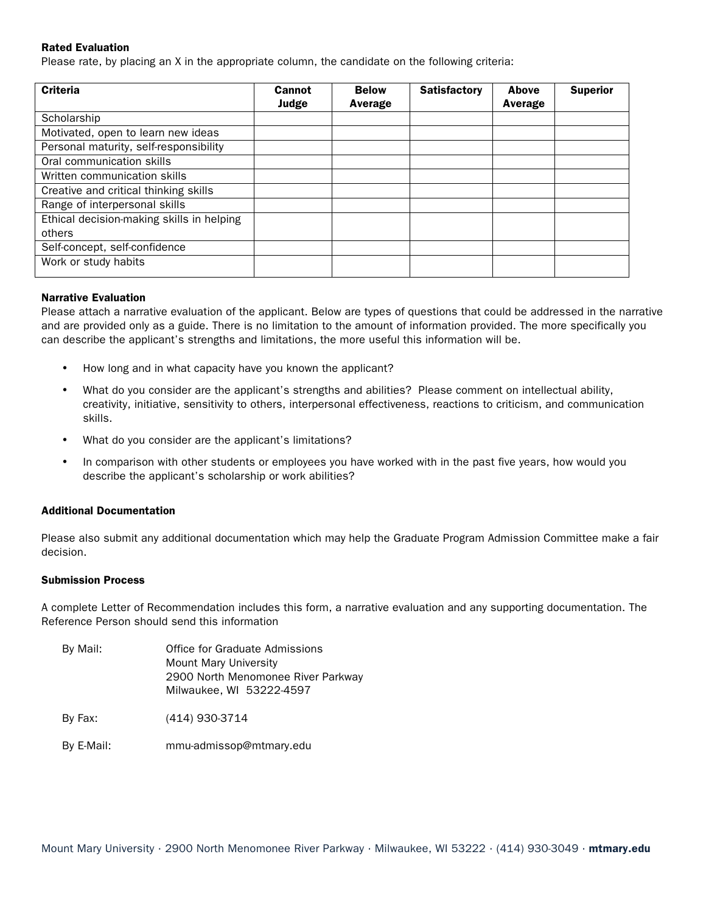**Rated Evaluation**

Please rate, by placing an X in the appropriate column, the candidate on the following criteria:

| Criteria | Cannot Judge | Below Average | Satisfactory | Above Average | Superior |
|---|---|---|---|---|---|
| Scholarship | | | | | |
| Motivated, open to learn new ideas | | | | | |
| Personal maturity, self-responsibility | | | | | |
| Oral communication skills | | | | | |
| Written communication skills | | | | | |
| Creative and critical thinking skills | | | | | |
| Range of interpersonal skills | | | | | |
| Ethical decision-making skills in helping others | | | | | |
| Self-concept, self-confidence | | | | | |
| Work or study habits | | | | | |

**Narrative Evaluation**

Please attach a narrative evaluation of the applicant. Below are types of questions that could be addressed in the narrative and are provided only as a guide. There is no limitation to the amount of information provided. The more specifically you can describe the applicant's strengths and limitations, the more useful this information will be.

- How long and in what capacity have you known the applicant?
- What do you consider are the applicant's strengths and abilities? Please comment on intellectual ability, creativity, initiative, sensitivity to others, interpersonal effectiveness, reactions to criticism, and communication skills.
- What do you consider are the applicant's limitations?
- In comparison with other students or employees you have worked with in the past five years, how would you describe the applicant's scholarship or work abilities?

**Additional Documentation**

Please also submit any additional documentation which may help the Graduate Program Admission Committee make a fair decision.

**Submission Process**

A complete Letter of Recommendation includes this form, a narrative evaluation and any supporting documentation. The Reference Person should send this information

By Mail: Office for Graduate Admissions
Mount Mary University
2900 North Menomonee River Parkway
Milwaukee, WI 53222-4597

By Fax: (414) 930-3714

By E-Mail: mmu-admissop@mtmary.edu

Mount Mary University · 2900 North Menomonee River Parkway · Milwaukee, WI 53222 · (414) 930-3049 · **mtmary.edu**